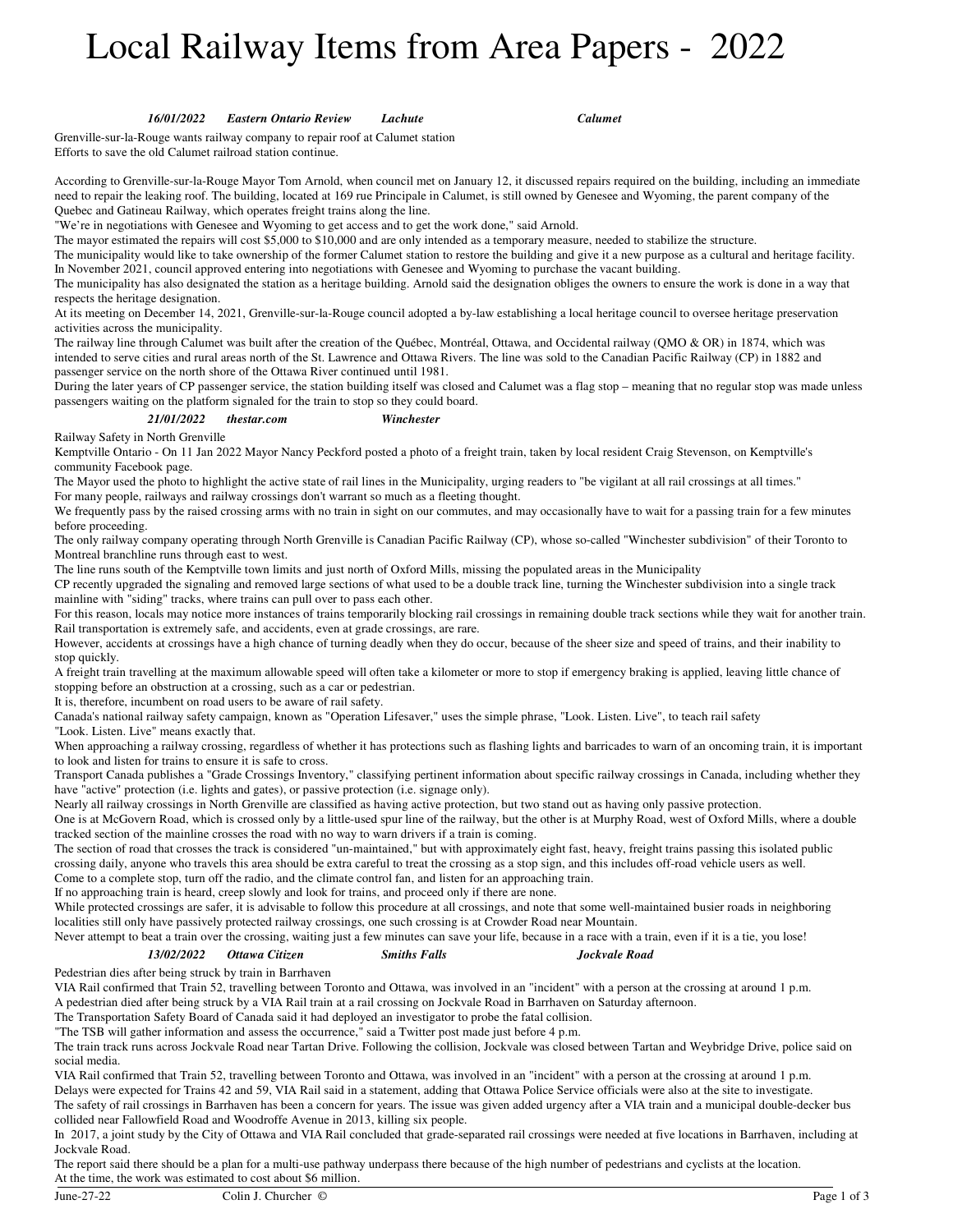# Local Railway Items from Area Papers - 2022

***16/01/2022 Eastern Ontario Review Lachute Calumet***

Grenville-sur-la-Rouge wants railway company to repair roof at Calumet station
Efforts to save the old Calumet railroad station continue.

According to Grenville-sur-la-Rouge Mayor Tom Arnold, when council met on January 12, it discussed repairs required on the building, including an immediate need to repair the leaking roof. The building, located at 169 rue Principale in Calumet, is still owned by Genesee and Wyoming, the parent company of the Quebec and Gatineau Railway, which operates freight trains along the line.
"We're in negotiations with Genesee and Wyoming to get access and to get the work done," said Arnold.
The mayor estimated the repairs will cost $5,000 to $10,000 and are only intended as a temporary measure, needed to stabilize the structure.
The municipality would like to take ownership of the former Calumet station to restore the building and give it a new purpose as a cultural and heritage facility.
In November 2021, council approved entering into negotiations with Genesee and Wyoming to purchase the vacant building.
The municipality has also designated the station as a heritage building. Arnold said the designation obliges the owners to ensure the work is done in a way that respects the heritage designation.
At its meeting on December 14, 2021, Grenville-sur-la-Rouge council adopted a by-law establishing a local heritage council to oversee heritage preservation activities across the municipality.
The railway line through Calumet was built after the creation of the Québec, Montréal, Ottawa, and Occidental railway (QMO & OR) in 1874, which was intended to serve cities and rural areas north of the St. Lawrence and Ottawa Rivers. The line was sold to the Canadian Pacific Railway (CP) in 1882 and passenger service on the north shore of the Ottawa River continued until 1981.
During the later years of CP passenger service, the station building itself was closed and Calumet was a flag stop – meaning that no regular stop was made unless passengers waiting on the platform signaled for the train to stop so they could board.

***21/01/2022 thestar.com Winchester***

Railway Safety in North Grenville
Kemptville Ontario - On 11 Jan 2022 Mayor Nancy Peckford posted a photo of a freight train, taken by local resident Craig Stevenson, on Kemptville's community Facebook page.
The Mayor used the photo to highlight the active state of rail lines in the Municipality, urging readers to "be vigilant at all rail crossings at all times."
For many people, railways and railway crossings don't warrant so much as a fleeting thought.
We frequently pass by the raised crossing arms with no train in sight on our commutes, and may occasionally have to wait for a passing train for a few minutes before proceeding.
The only railway company operating through North Grenville is Canadian Pacific Railway (CP), whose so-called "Winchester subdivision" of their Toronto to Montreal branchline runs through east to west.
The line runs south of the Kemptville town limits and just north of Oxford Mills, missing the populated areas in the Municipality
CP recently upgraded the signaling and removed large sections of what used to be a double track line, turning the Winchester subdivision into a single track mainline with "siding" tracks, where trains can pull over to pass each other.
For this reason, locals may notice more instances of trains temporarily blocking rail crossings in remaining double track sections while they wait for another train.
Rail transportation is extremely safe, and accidents, even at grade crossings, are rare.
However, accidents at crossings have a high chance of turning deadly when they do occur, because of the sheer size and speed of trains, and their inability to stop quickly.
A freight train travelling at the maximum allowable speed will often take a kilometer or more to stop if emergency braking is applied, leaving little chance of stopping before an obstruction at a crossing, such as a car or pedestrian.
It is, therefore, incumbent on road users to be aware of rail safety.
Canada's national railway safety campaign, known as "Operation Lifesaver," uses the simple phrase, "Look. Listen. Live", to teach rail safety
"Look. Listen. Live" means exactly that.
When approaching a railway crossing, regardless of whether it has protections such as flashing lights and barricades to warn of an oncoming train, it is important to look and listen for trains to ensure it is safe to cross.
Transport Canada publishes a "Grade Crossings Inventory," classifying pertinent information about specific railway crossings in Canada, including whether they have "active" protection (i.e. lights and gates), or passive protection (i.e. signage only).
Nearly all railway crossings in North Grenville are classified as having active protection, but two stand out as having only passive protection.
One is at McGovern Road, which is crossed only by a little-used spur line of the railway, but the other is at Murphy Road, west of Oxford Mills, where a double tracked section of the mainline crosses the road with no way to warn drivers if a train is coming.
The section of road that crosses the track is considered "un-maintained," but with approximately eight fast, heavy, freight trains passing this isolated public crossing daily, anyone who travels this area should be extra careful to treat the crossing as a stop sign, and this includes off-road vehicle users as well.
Come to a complete stop, turn off the radio, and the climate control fan, and listen for an approaching train.
If no approaching train is heard, creep slowly and look for trains, and proceed only if there are none.
While protected crossings are safer, it is advisable to follow this procedure at all crossings, and note that some well-maintained busier roads in neighboring localities still only have passively protected railway crossings, one such crossing is at Crowder Road near Mountain.
Never attempt to beat a train over the crossing, waiting just a few minutes can save your life, because in a race with a train, even if it is a tie, you lose!

***13/02/2022 Ottawa Citizen Smiths Falls Jockvale Road***

Pedestrian dies after being struck by train in Barrhaven
VIA Rail confirmed that Train 52, travelling between Toronto and Ottawa, was involved in an "incident" with a person at the crossing at around 1 p.m.
A pedestrian died after being struck by a VIA Rail train at a rail crossing on Jockvale Road in Barrhaven on Saturday afternoon.
The Transportation Safety Board of Canada said it had deployed an investigator to probe the fatal collision.
"The TSB will gather information and assess the occurrence," said a Twitter post made just before 4 p.m.
The train track runs across Jockvale Road near Tartan Drive. Following the collision, Jockvale was closed between Tartan and Weybridge Drive, police said on social media.
VIA Rail confirmed that Train 52, travelling between Toronto and Ottawa, was involved in an "incident" with a person at the crossing at around 1 p.m.
Delays were expected for Trains 42 and 59, VIA Rail said in a statement, adding that Ottawa Police Service officials were also at the site to investigate.
The safety of rail crossings in Barrhaven has been a concern for years. The issue was given added urgency after a VIA train and a municipal double-decker bus collided near Fallowfield Road and Woodroffe Avenue in 2013, killing six people.
In 2017, a joint study by the City of Ottawa and VIA Rail concluded that grade-separated rail crossings were needed at five locations in Barrhaven, including at Jockvale Road.
The report said there should be a plan for a multi-use pathway underpass there because of the high number of pedestrians and cyclists at the location.
At the time, the work was estimated to cost about $6 million.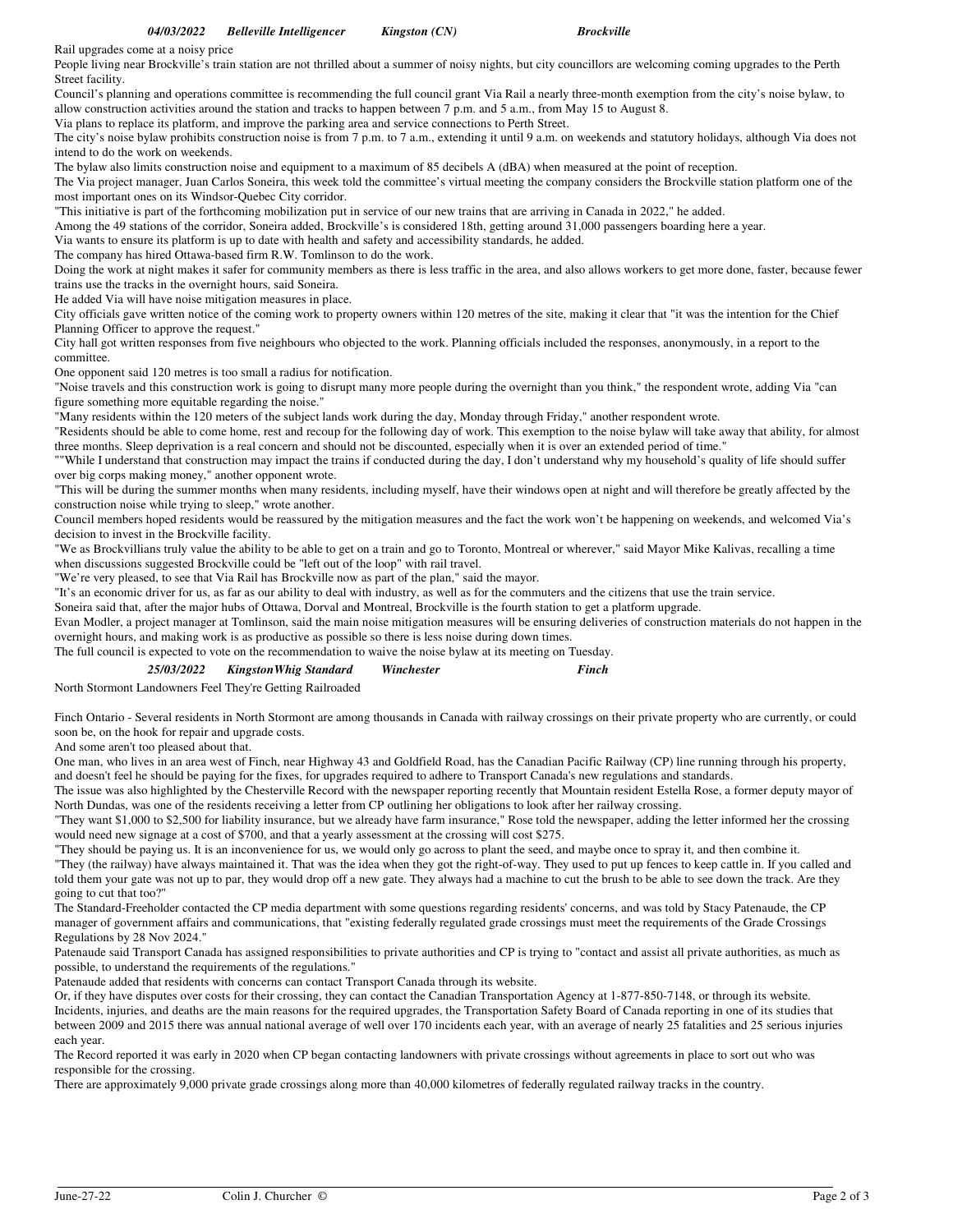***04/03/2022 Belleville Intelligencer Kingston (CN) Brockville***

Rail upgrades come at a noisy price

People living near Brockville's train station are not thrilled about a summer of noisy nights, but city councillors are welcoming coming upgrades to the Perth Street facility.

Council's planning and operations committee is recommending the full council grant Via Rail a nearly three-month exemption from the city's noise bylaw, to allow construction activities around the station and tracks to happen between 7 p.m. and 5 a.m., from May 15 to August 8.

Via plans to replace its platform, and improve the parking area and service connections to Perth Street.

The city's noise bylaw prohibits construction noise is from 7 p.m. to 7 a.m., extending it until 9 a.m. on weekends and statutory holidays, although Via does not intend to do the work on weekends.

The bylaw also limits construction noise and equipment to a maximum of 85 decibels A (dBA) when measured at the point of reception.

The Via project manager, Juan Carlos Soneira, this week told the committee's virtual meeting the company considers the Brockville station platform one of the most important ones on its Windsor-Quebec City corridor.

"This initiative is part of the forthcoming mobilization put in service of our new trains that are arriving in Canada in 2022," he added.

Among the 49 stations of the corridor, Soneira added, Brockville's is considered 18th, getting around 31,000 passengers boarding here a year.

Via wants to ensure its platform is up to date with health and safety and accessibility standards, he added.

The company has hired Ottawa-based firm R.W. Tomlinson to do the work.

Doing the work at night makes it safer for community members as there is less traffic in the area, and also allows workers to get more done, faster, because fewer trains use the tracks in the overnight hours, said Soneira.

He added Via will have noise mitigation measures in place.

City officials gave written notice of the coming work to property owners within 120 metres of the site, making it clear that "it was the intention for the Chief Planning Officer to approve the request."

City hall got written responses from five neighbours who objected to the work. Planning officials included the responses, anonymously, in a report to the committee.

One opponent said 120 metres is too small a radius for notification.

"Noise travels and this construction work is going to disrupt many more people during the overnight than you think," the respondent wrote, adding Via "can figure something more equitable regarding the noise."

"Many residents within the 120 meters of the subject lands work during the day, Monday through Friday," another respondent wrote.

"Residents should be able to come home, rest and recoup for the following day of work. This exemption to the noise bylaw will take away that ability, for almost three months. Sleep deprivation is a real concern and should not be discounted, especially when it is over an extended period of time."

""While I understand that construction may impact the trains if conducted during the day, I don't understand why my household's quality of life should suffer over big corps making money," another opponent wrote.

"This will be during the summer months when many residents, including myself, have their windows open at night and will therefore be greatly affected by the construction noise while trying to sleep," wrote another.

Council members hoped residents would be reassured by the mitigation measures and the fact the work won't be happening on weekends, and welcomed Via's decision to invest in the Brockville facility.

"We as Brockvillians truly value the ability to be able to get on a train and go to Toronto, Montreal or wherever," said Mayor Mike Kalivas, recalling a time when discussions suggested Brockville could be "left out of the loop" with rail travel.

"We're very pleased, to see that Via Rail has Brockville now as part of the plan," said the mayor.

"It's an economic driver for us, as far as our ability to deal with industry, as well as for the commuters and the citizens that use the train service.

Soneira said that, after the major hubs of Ottawa, Dorval and Montreal, Brockville is the fourth station to get a platform upgrade.

Evan Modler, a project manager at Tomlinson, said the main noise mitigation measures will be ensuring deliveries of construction materials do not happen in the overnight hours, and making work is as productive as possible so there is less noise during down times.

The full council is expected to vote on the recommendation to waive the noise bylaw at its meeting on Tuesday.

***25/03/2022 KingstonWhig Standard Winchester Finch***

North Stormont Landowners Feel They're Getting Railroaded

Finch Ontario - Several residents in North Stormont are among thousands in Canada with railway crossings on their private property who are currently, or could soon be, on the hook for repair and upgrade costs.

And some aren't too pleased about that.

One man, who lives in an area west of Finch, near Highway 43 and Goldfield Road, has the Canadian Pacific Railway (CP) line running through his property, and doesn't feel he should be paying for the fixes, for upgrades required to adhere to Transport Canada's new regulations and standards.

The issue was also highlighted by the Chesterville Record with the newspaper reporting recently that Mountain resident Estella Rose, a former deputy mayor of North Dundas, was one of the residents receiving a letter from CP outlining her obligations to look after her railway crossing.

"They want $1,000 to $2,500 for liability insurance, but we already have farm insurance," Rose told the newspaper, adding the letter informed her the crossing would need new signage at a cost of $700, and that a yearly assessment at the crossing will cost $275.

"They should be paying us. It is an inconvenience for us, we would only go across to plant the seed, and maybe once to spray it, and then combine it.

"They (the railway) have always maintained it. That was the idea when they got the right-of-way. They used to put up fences to keep cattle in. If you called and told them your gate was not up to par, they would drop off a new gate. They always had a machine to cut the brush to be able to see down the track. Are they going to cut that too?"

The Standard-Freeholder contacted the CP media department with some questions regarding residents' concerns, and was told by Stacy Patenaude, the CP manager of government affairs and communications, that "existing federally regulated grade crossings must meet the requirements of the Grade Crossings Regulations by 28 Nov 2024."

Patenaude said Transport Canada has assigned responsibilities to private authorities and CP is trying to "contact and assist all private authorities, as much as possible, to understand the requirements of the regulations."

Patenaude added that residents with concerns can contact Transport Canada through its website.

Or, if they have disputes over costs for their crossing, they can contact the Canadian Transportation Agency at 1-877-850-7148, or through its website.

Incidents, injuries, and deaths are the main reasons for the required upgrades, the Transportation Safety Board of Canada reporting in one of its studies that between 2009 and 2015 there was annual national average of well over 170 incidents each year, with an average of nearly 25 fatalities and 25 serious injuries each year.

The Record reported it was early in 2020 when CP began contacting landowners with private crossings without agreements in place to sort out who was responsible for the crossing.

There are approximately 9,000 private grade crossings along more than 40,000 kilometres of federally regulated railway tracks in the country.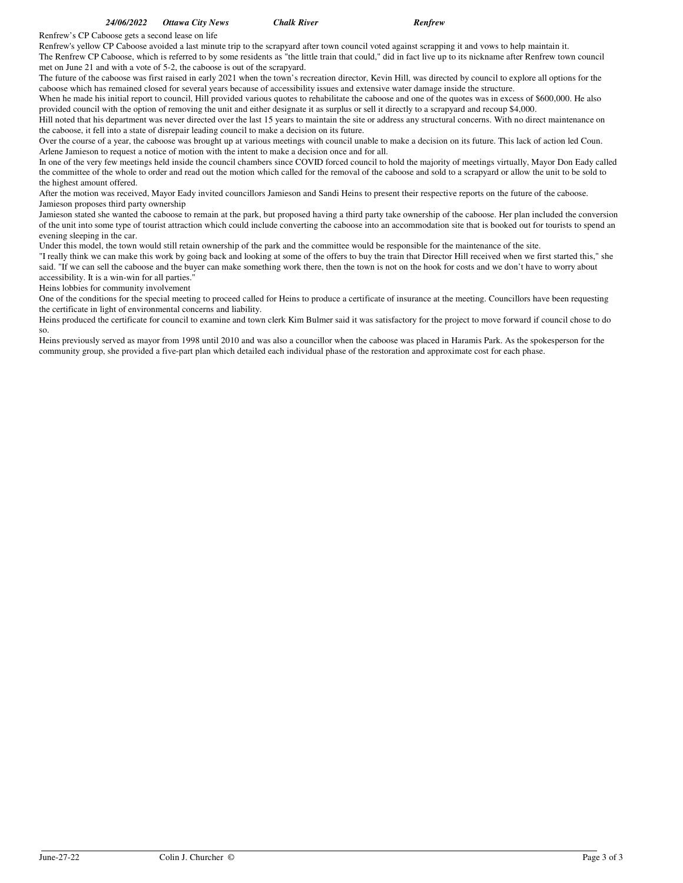**24/06/2022 Ottawa City News Chalk River Renfrew**

# Renfrew's CP Caboose gets a second lease on life

Renfrew's yellow CP Caboose avoided a last minute trip to the scrapyard after town council voted against scrapping it and vows to help maintain it.

The Renfrew CP Caboose, which is referred to by some residents as "the little train that could," did in fact live up to its nickname after Renfrew town council met on June 21 and with a vote of 5-2, the caboose is out of the scrapyard.

The future of the caboose was first raised in early 2021 when the town's recreation director, Kevin Hill, was directed by council to explore all options for the caboose which has remained closed for several years because of accessibility issues and extensive water damage inside the structure.

When he made his initial report to council, Hill provided various quotes to rehabilitate the caboose and one of the quotes was in excess of $600,000. He also provided council with the option of removing the unit and either designate it as surplus or sell it directly to a scrapyard and recoup $4,000.

Hill noted that his department was never directed over the last 15 years to maintain the site or address any structural concerns. With no direct maintenance on the caboose, it fell into a state of disrepair leading council to make a decision on its future.

Over the course of a year, the caboose was brought up at various meetings with council unable to make a decision on its future. This lack of action led Coun. Arlene Jamieson to request a notice of motion with the intent to make a decision once and for all.

In one of the very few meetings held inside the council chambers since COVID forced council to hold the majority of meetings virtually, Mayor Don Eady called the committee of the whole to order and read out the motion which called for the removal of the caboose and sold to a scrapyard or allow the unit to be sold to the highest amount offered.

After the motion was received, Mayor Eady invited councillors Jamieson and Sandi Heins to present their respective reports on the future of the caboose.

## Jamieson proposes third party ownership

Jamieson stated she wanted the caboose to remain at the park, but proposed having a third party take ownership of the caboose. Her plan included the conversion of the unit into some type of tourist attraction which could include converting the caboose into an accommodation site that is booked out for tourists to spend an evening sleeping in the car.

Under this model, the town would still retain ownership of the park and the committee would be responsible for the maintenance of the site.

"I really think we can make this work by going back and looking at some of the offers to buy the train that Director Hill received when we first started this," she said. "If we can sell the caboose and the buyer can make something work there, then the town is not on the hook for costs and we don't have to worry about accessibility. It is a win-win for all parties."

## Heins lobbies for community involvement

One of the conditions for the special meeting to proceed called for Heins to produce a certificate of insurance at the meeting. Councillors have been requesting the certificate in light of environmental concerns and liability.

Heins produced the certificate for council to examine and town clerk Kim Bulmer said it was satisfactory for the project to move forward if council chose to do so.

Heins previously served as mayor from 1998 until 2010 and was also a councillor when the caboose was placed in Haramis Park. As the spokesperson for the community group, she provided a five-part plan which detailed each individual phase of the restoration and approximate cost for each phase.